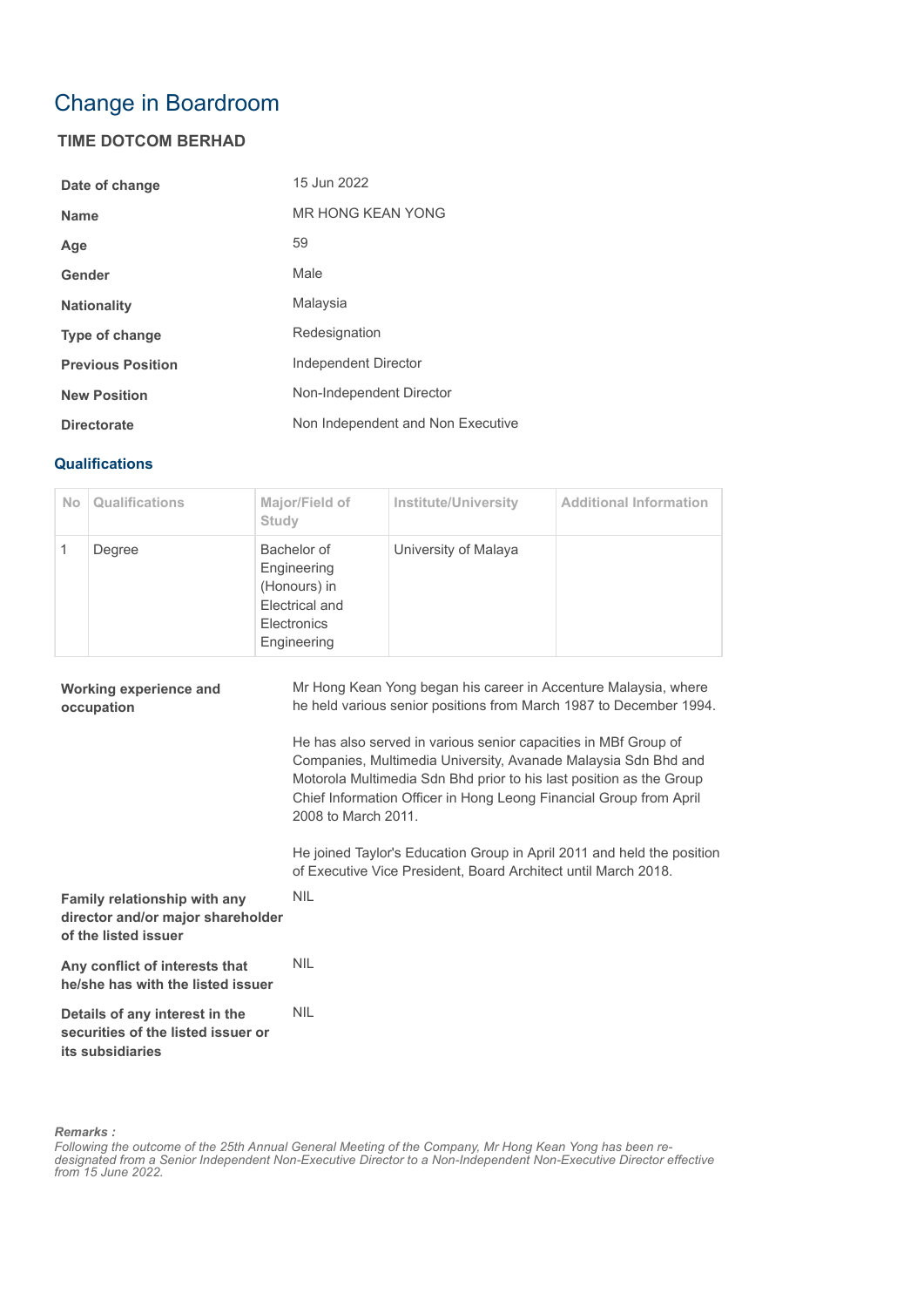# Change in Boardroom

## TIME DOTCOM BERHAD

| | |
|---|---|
| **Date of change** | 15 Jun 2022 |
| **Name** | MR HONG KEAN YONG |
| **Age** | 59 |
| **Gender** | Male |
| **Nationality** | Malaysia |
| **Type of change** | Redesignation |
| **Previous Position** | Independent Director |
| **New Position** | Non-Independent Director |
| **Directorate** | Non Independent and Non Executive |

### Qualifications

| No | Qualifications | Major/Field of Study | Institute/University | Additional Information |
|---|---|---|---|---|
| 1 | Degree | Bachelor of Engineering (Honours) in Electrical and Electronics Engineering | University of Malaya | |

| | |
|---|---|
| **Working experience and occupation** | Mr Hong Kean Yong began his career in Accenture Malaysia, where he held various senior positions from March 1987 to December 1994.<br><br>He has also served in various senior capacities in MBf Group of Companies, Multimedia University, Avanade Malaysia Sdn Bhd and Motorola Multimedia Sdn Bhd prior to his last position as the Group Chief Information Officer in Hong Leong Financial Group from April 2008 to March 2011.<br><br>He joined Taylor's Education Group in April 2011 and held the position of Executive Vice President, Board Architect until March 2018. |
| **Family relationship with any director and/or major shareholder of the listed issuer** | NIL |
| **Any conflict of interests that he/she has with the listed issuer** | NIL |
| **Details of any interest in the securities of the listed issuer or its subsidiaries** | NIL |

***Remarks :***
*Following the outcome of the 25th Annual General Meeting of the Company, Mr Hong Kean Yong has been re-designated from a Senior Independent Non-Executive Director to a Non-Independent Non-Executive Director effective from 15 June 2022.*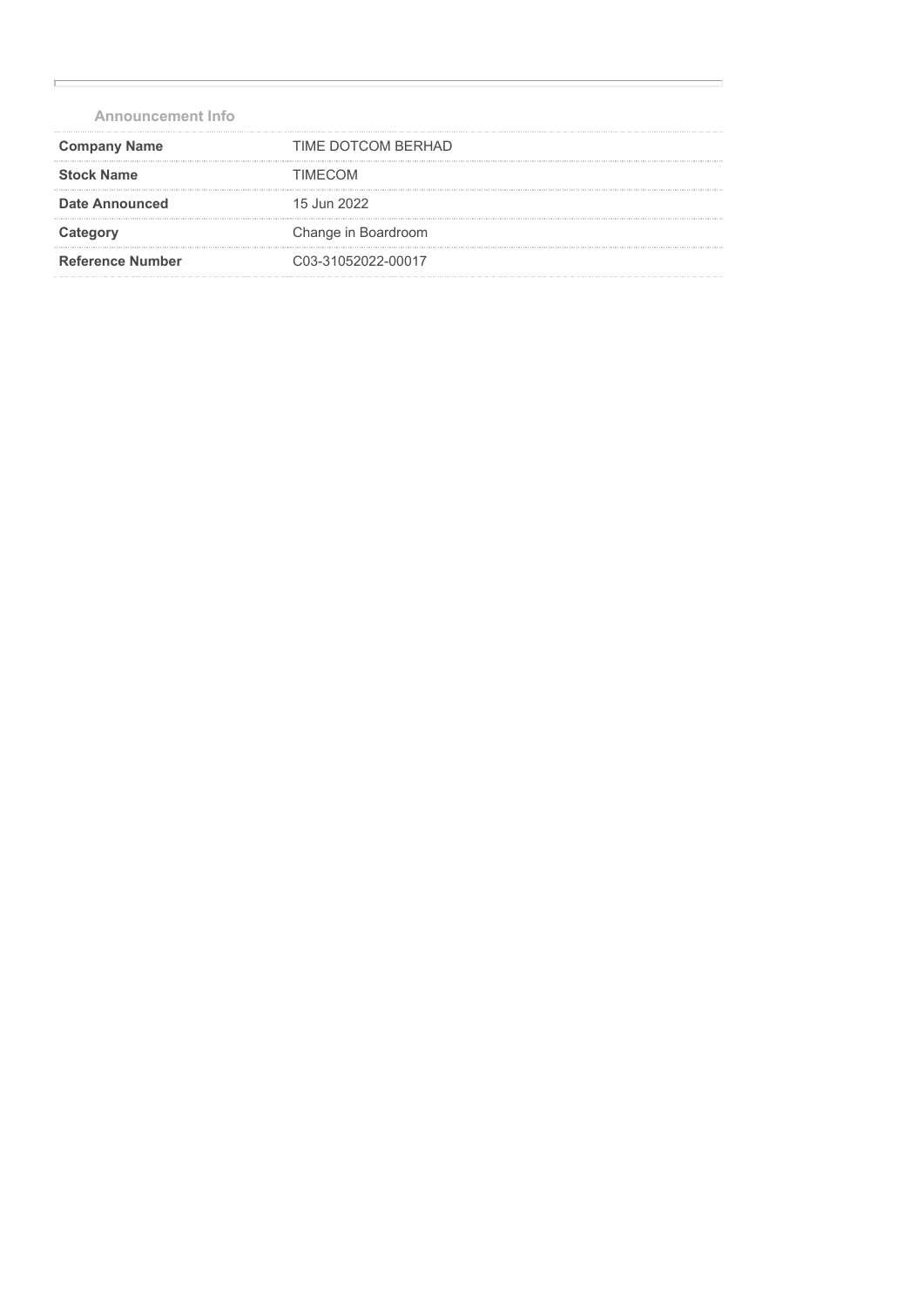## Announcement Info

| | |
|---|---|
| **Company Name** | TIME DOTCOM BERHAD |
| **Stock Name** | TIMECOM |
| **Date Announced** | 15 Jun 2022 |
| **Category** | Change in Boardroom |
| **Reference Number** | C03-31052022-00017 |